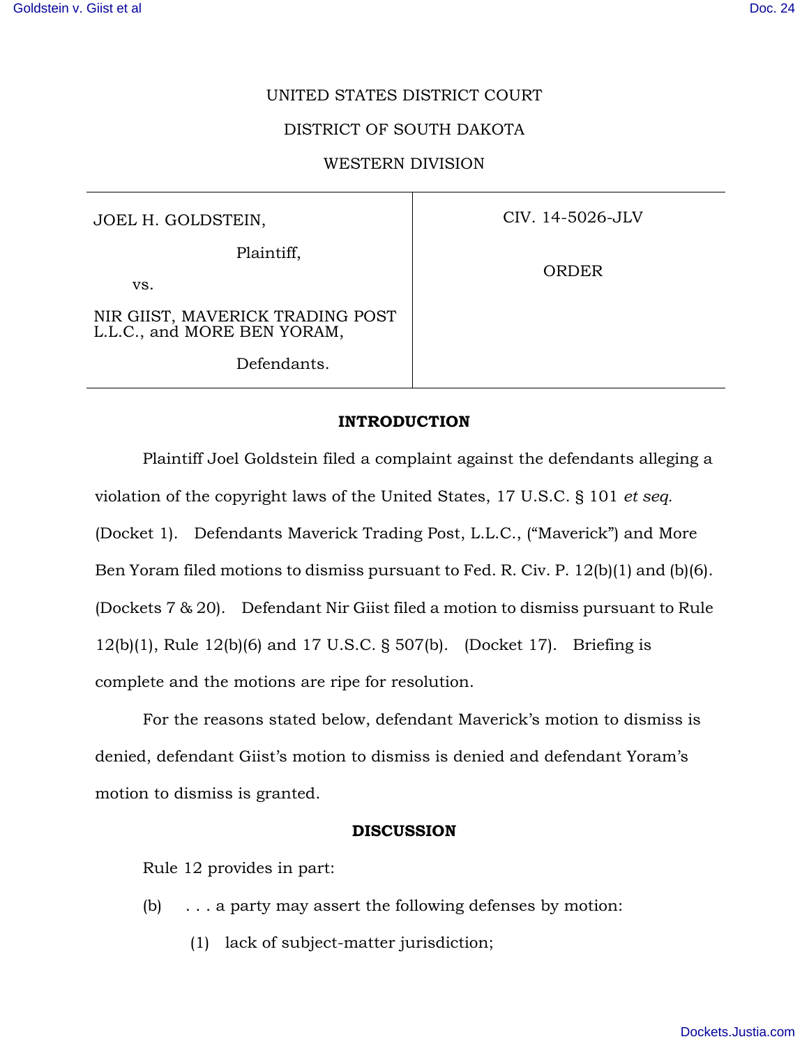UNITED STATES DISTRICT COURT

DISTRICT OF SOUTH DAKOTA

WESTERN DIVISION

| JOEL H. GOLDSTEIN, Plaintiff, vs. NIR GIIST, MAVERICK TRADING POST L.L.C., and MORE BEN YORAM, Defendants. | CIV. 14-5026-JLV ORDER |
| --- | --- |

## INTRODUCTION

Plaintiff Joel Goldstein filed a complaint against the defendants alleging a violation of the copyright laws of the United States, 17 U.S.C. § 101 *et seq.* (Docket 1). Defendants Maverick Trading Post, L.L.C., ("Maverick") and More Ben Yoram filed motions to dismiss pursuant to Fed. R. Civ. P. 12(b)(1) and (b)(6). (Dockets 7 & 20). Defendant Nir Giist filed a motion to dismiss pursuant to Rule 12(b)(1), Rule 12(b)(6) and 17 U.S.C. § 507(b). (Docket 17). Briefing is complete and the motions are ripe for resolution.

For the reasons stated below, defendant Maverick's motion to dismiss is denied, defendant Giist's motion to dismiss is denied and defendant Yoram's motion to dismiss is granted.

## DISCUSSION

Rule 12 provides in part:

(b) . . . a party may assert the following defenses by motion:

(1) lack of subject-matter jurisdiction;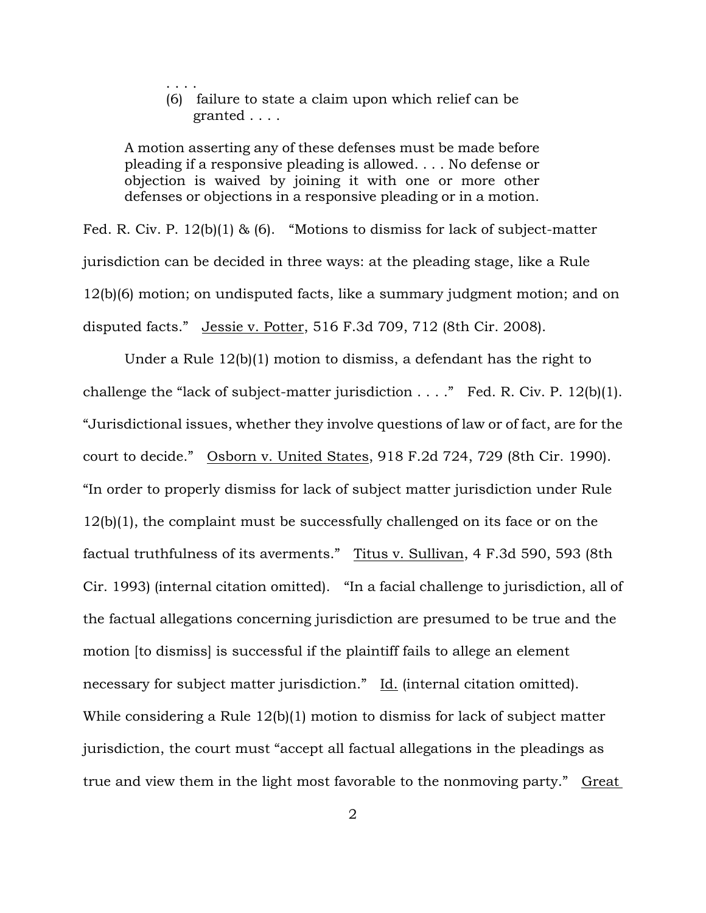> . . . .
>
> (6) failure to state a claim upon which relief can be granted . . . .
>
> A motion asserting any of these defenses must be made before pleading if a responsive pleading is allowed. . . . No defense or objection is waived by joining it with one or more other defenses or objections in a responsive pleading or in a motion.

Fed. R. Civ. P. 12(b)(1) & (6). "Motions to dismiss for lack of subject-matter jurisdiction can be decided in three ways: at the pleading stage, like a Rule 12(b)(6) motion; on undisputed facts, like a summary judgment motion; and on disputed facts." Jessie v. Potter, 516 F.3d 709, 712 (8th Cir. 2008).

Under a Rule 12(b)(1) motion to dismiss, a defendant has the right to challenge the "lack of subject-matter jurisdiction . . . ." Fed. R. Civ. P. 12(b)(1). "Jurisdictional issues, whether they involve questions of law or of fact, are for the court to decide." Osborn v. United States, 918 F.2d 724, 729 (8th Cir. 1990). "In order to properly dismiss for lack of subject matter jurisdiction under Rule 12(b)(1), the complaint must be successfully challenged on its face or on the factual truthfulness of its averments." Titus v. Sullivan, 4 F.3d 590, 593 (8th Cir. 1993) (internal citation omitted). "In a facial challenge to jurisdiction, all of the factual allegations concerning jurisdiction are presumed to be true and the motion [to dismiss] is successful if the plaintiff fails to allege an element necessary for subject matter jurisdiction." Id. (internal citation omitted). While considering a Rule 12(b)(1) motion to dismiss for lack of subject matter jurisdiction, the court must "accept all factual allegations in the pleadings as true and view them in the light most favorable to the nonmoving party." Great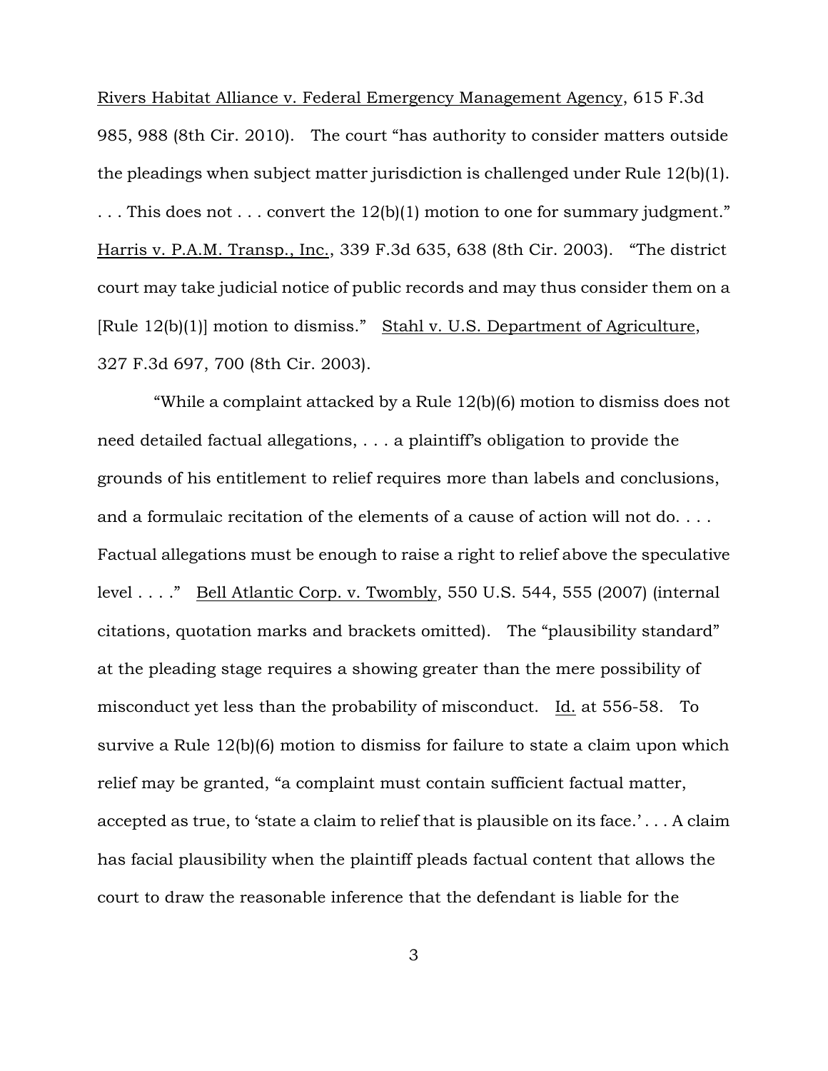Rivers Habitat Alliance v. Federal Emergency Management Agency, 615 F.3d 985, 988 (8th Cir. 2010). The court "has authority to consider matters outside the pleadings when subject matter jurisdiction is challenged under Rule 12(b)(1). . . . This does not . . . convert the 12(b)(1) motion to one for summary judgment." Harris v. P.A.M. Transp., Inc., 339 F.3d 635, 638 (8th Cir. 2003). "The district court may take judicial notice of public records and may thus consider them on a [Rule 12(b)(1)] motion to dismiss." Stahl v. U.S. Department of Agriculture, 327 F.3d 697, 700 (8th Cir. 2003).

"While a complaint attacked by a Rule 12(b)(6) motion to dismiss does not need detailed factual allegations, . . . a plaintiff's obligation to provide the grounds of his entitlement to relief requires more than labels and conclusions, and a formulaic recitation of the elements of a cause of action will not do. . . . Factual allegations must be enough to raise a right to relief above the speculative level . . . ." Bell Atlantic Corp. v. Twombly, 550 U.S. 544, 555 (2007) (internal citations, quotation marks and brackets omitted). The "plausibility standard" at the pleading stage requires a showing greater than the mere possibility of misconduct yet less than the probability of misconduct. Id. at 556-58. To survive a Rule 12(b)(6) motion to dismiss for failure to state a claim upon which relief may be granted, "a complaint must contain sufficient factual matter, accepted as true, to 'state a claim to relief that is plausible on its face.' . . . A claim has facial plausibility when the plaintiff pleads factual content that allows the court to draw the reasonable inference that the defendant is liable for the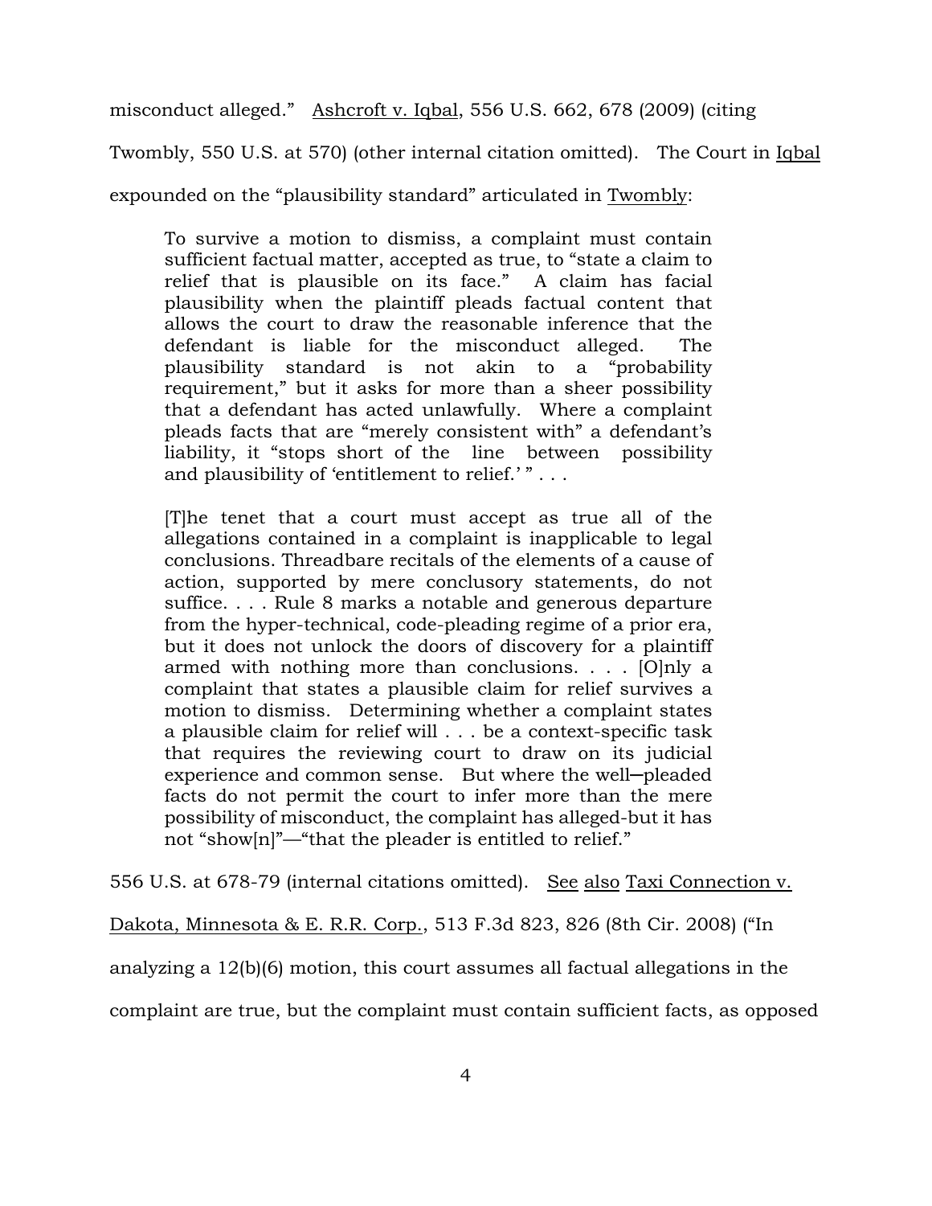misconduct alleged." Ashcroft v. Iqbal, 556 U.S. 662, 678 (2009) (citing Twombly, 550 U.S. at 570) (other internal citation omitted). The Court in Iqbal expounded on the "plausibility standard" articulated in Twombly:

> To survive a motion to dismiss, a complaint must contain sufficient factual matter, accepted as true, to "state a claim to relief that is plausible on its face." A claim has facial plausibility when the plaintiff pleads factual content that allows the court to draw the reasonable inference that the defendant is liable for the misconduct alleged. The plausibility standard is not akin to a "probability requirement," but it asks for more than a sheer possibility that a defendant has acted unlawfully. Where a complaint pleads facts that are "merely consistent with" a defendant's liability, it "stops short of the line between possibility and plausibility of 'entitlement to relief.' " . . .
>
> [T]he tenet that a court must accept as true all of the allegations contained in a complaint is inapplicable to legal conclusions. Threadbare recitals of the elements of a cause of action, supported by mere conclusory statements, do not suffice. . . . Rule 8 marks a notable and generous departure from the hyper-technical, code-pleading regime of a prior era, but it does not unlock the doors of discovery for a plaintiff armed with nothing more than conclusions. . . . [O]nly a complaint that states a plausible claim for relief survives a motion to dismiss. Determining whether a complaint states a plausible claim for relief will . . . be a context-specific task that requires the reviewing court to draw on its judicial experience and common sense. But where the well─pleaded facts do not permit the court to infer more than the mere possibility of misconduct, the complaint has alleged-but it has not "show[n]"—"that the pleader is entitled to relief."

556 U.S. at 678-79 (internal citations omitted). See also Taxi Connection v. Dakota, Minnesota & E. R.R. Corp., 513 F.3d 823, 826 (8th Cir. 2008) ("In analyzing a 12(b)(6) motion, this court assumes all factual allegations in the complaint are true, but the complaint must contain sufficient facts, as opposed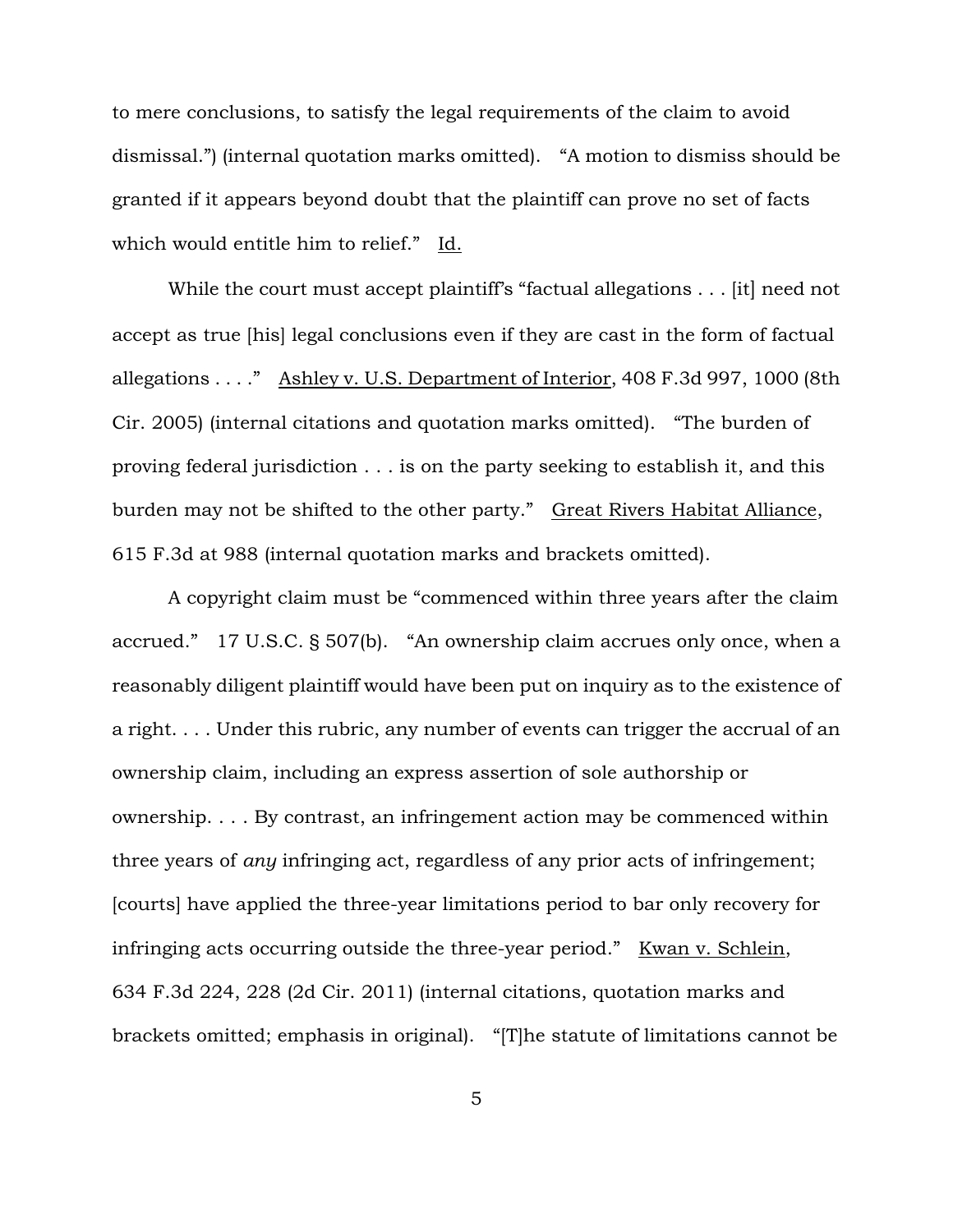to mere conclusions, to satisfy the legal requirements of the claim to avoid dismissal.") (internal quotation marks omitted). "A motion to dismiss should be granted if it appears beyond doubt that the plaintiff can prove no set of facts which would entitle him to relief." Id.

While the court must accept plaintiff's "factual allegations . . . [it] need not accept as true [his] legal conclusions even if they are cast in the form of factual allegations . . . ." Ashley v. U.S. Department of Interior, 408 F.3d 997, 1000 (8th Cir. 2005) (internal citations and quotation marks omitted). "The burden of proving federal jurisdiction . . . is on the party seeking to establish it, and this burden may not be shifted to the other party." Great Rivers Habitat Alliance, 615 F.3d at 988 (internal quotation marks and brackets omitted).

A copyright claim must be "commenced within three years after the claim accrued." 17 U.S.C. § 507(b). "An ownership claim accrues only once, when a reasonably diligent plaintiff would have been put on inquiry as to the existence of a right. . . . Under this rubric, any number of events can trigger the accrual of an ownership claim, including an express assertion of sole authorship or ownership. . . . By contrast, an infringement action may be commenced within three years of *any* infringing act, regardless of any prior acts of infringement; [courts] have applied the three-year limitations period to bar only recovery for infringing acts occurring outside the three-year period." Kwan v. Schlein, 634 F.3d 224, 228 (2d Cir. 2011) (internal citations, quotation marks and brackets omitted; emphasis in original). "[T]he statute of limitations cannot be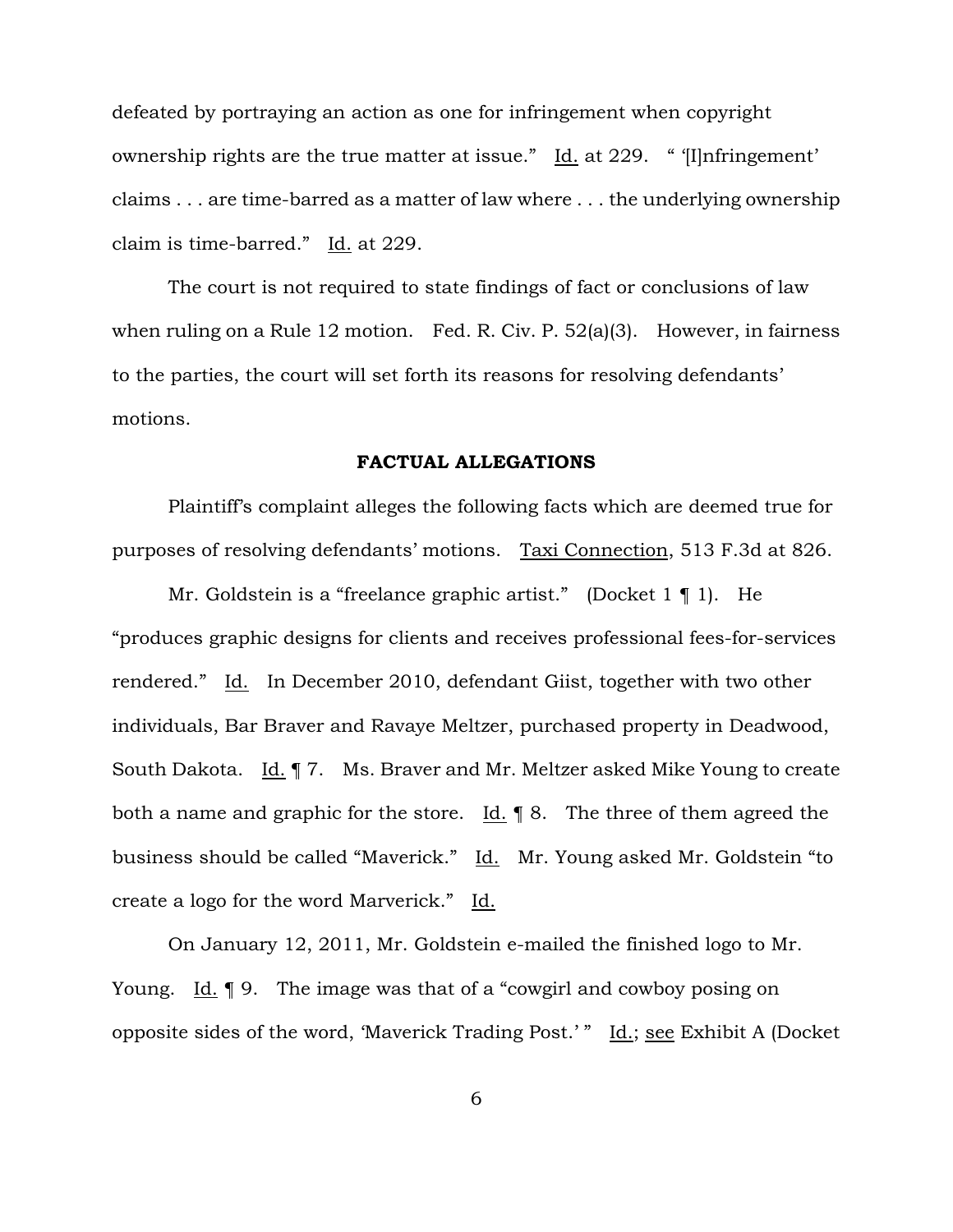defeated by portraying an action as one for infringement when copyright ownership rights are the true matter at issue." Id. at 229. " '[I]nfringement' claims . . . are time-barred as a matter of law where . . . the underlying ownership claim is time-barred." Id. at 229.

The court is not required to state findings of fact or conclusions of law when ruling on a Rule 12 motion. Fed. R. Civ. P. 52(a)(3). However, in fairness to the parties, the court will set forth its reasons for resolving defendants' motions.

**FACTUAL ALLEGATIONS**

Plaintiff's complaint alleges the following facts which are deemed true for purposes of resolving defendants' motions. Taxi Connection, 513 F.3d at 826.

Mr. Goldstein is a "freelance graphic artist." (Docket 1 ¶ 1). He "produces graphic designs for clients and receives professional fees-for-services rendered." Id. In December 2010, defendant Giist, together with two other individuals, Bar Braver and Ravaye Meltzer, purchased property in Deadwood, South Dakota. Id. ¶ 7. Ms. Braver and Mr. Meltzer asked Mike Young to create both a name and graphic for the store. Id. ¶ 8. The three of them agreed the business should be called "Maverick." Id. Mr. Young asked Mr. Goldstein "to create a logo for the word Marverick." Id.

On January 12, 2011, Mr. Goldstein e-mailed the finished logo to Mr. Young. Id. ¶ 9. The image was that of a "cowgirl and cowboy posing on opposite sides of the word, 'Maverick Trading Post.' " Id.; see Exhibit A (Docket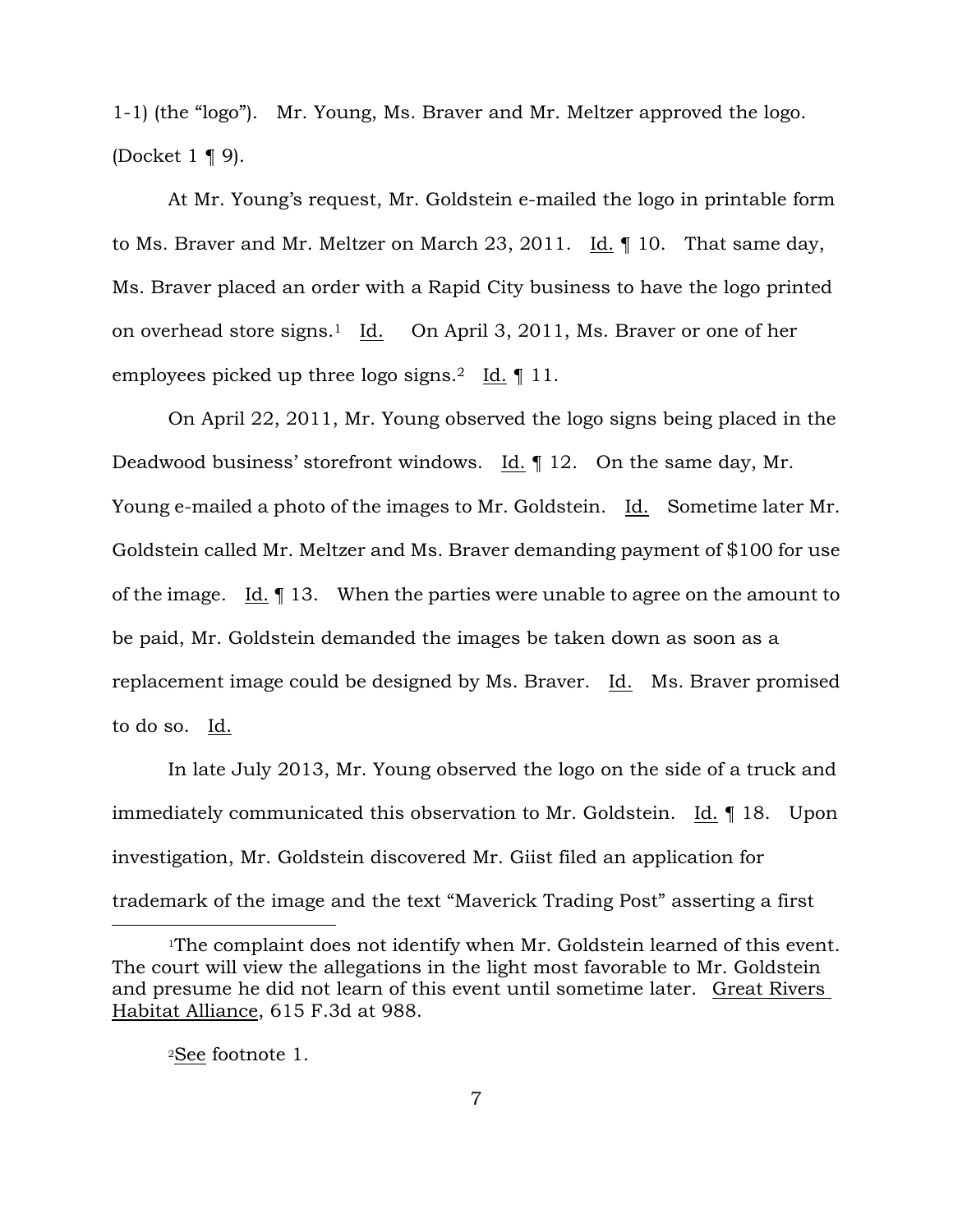1-1) (the "logo"). Mr. Young, Ms. Braver and Mr. Meltzer approved the logo. (Docket 1 ¶ 9).

At Mr. Young's request, Mr. Goldstein e-mailed the logo in printable form to Ms. Braver and Mr. Meltzer on March 23, 2011. Id. ¶ 10. That same day, Ms. Braver placed an order with a Rapid City business to have the logo printed on overhead store signs.[1] Id. On April 3, 2011, Ms. Braver or one of her employees picked up three logo signs.[2] Id. ¶ 11.

On April 22, 2011, Mr. Young observed the logo signs being placed in the Deadwood business' storefront windows. Id. ¶ 12. On the same day, Mr. Young e-mailed a photo of the images to Mr. Goldstein. Id. Sometime later Mr. Goldstein called Mr. Meltzer and Ms. Braver demanding payment of $100 for use of the image. Id. ¶ 13. When the parties were unable to agree on the amount to be paid, Mr. Goldstein demanded the images be taken down as soon as a replacement image could be designed by Ms. Braver. Id. Ms. Braver promised to do so. Id.

In late July 2013, Mr. Young observed the logo on the side of a truck and immediately communicated this observation to Mr. Goldstein. Id. ¶ 18. Upon investigation, Mr. Goldstein discovered Mr. Giist filed an application for trademark of the image and the text "Maverick Trading Post" asserting a first

---

[1] The complaint does not identify when Mr. Goldstein learned of this event. The court will view the allegations in the light most favorable to Mr. Goldstein and presume he did not learn of this event until sometime later. Great Rivers Habitat Alliance, 615 F.3d at 988.

[2] See footnote 1.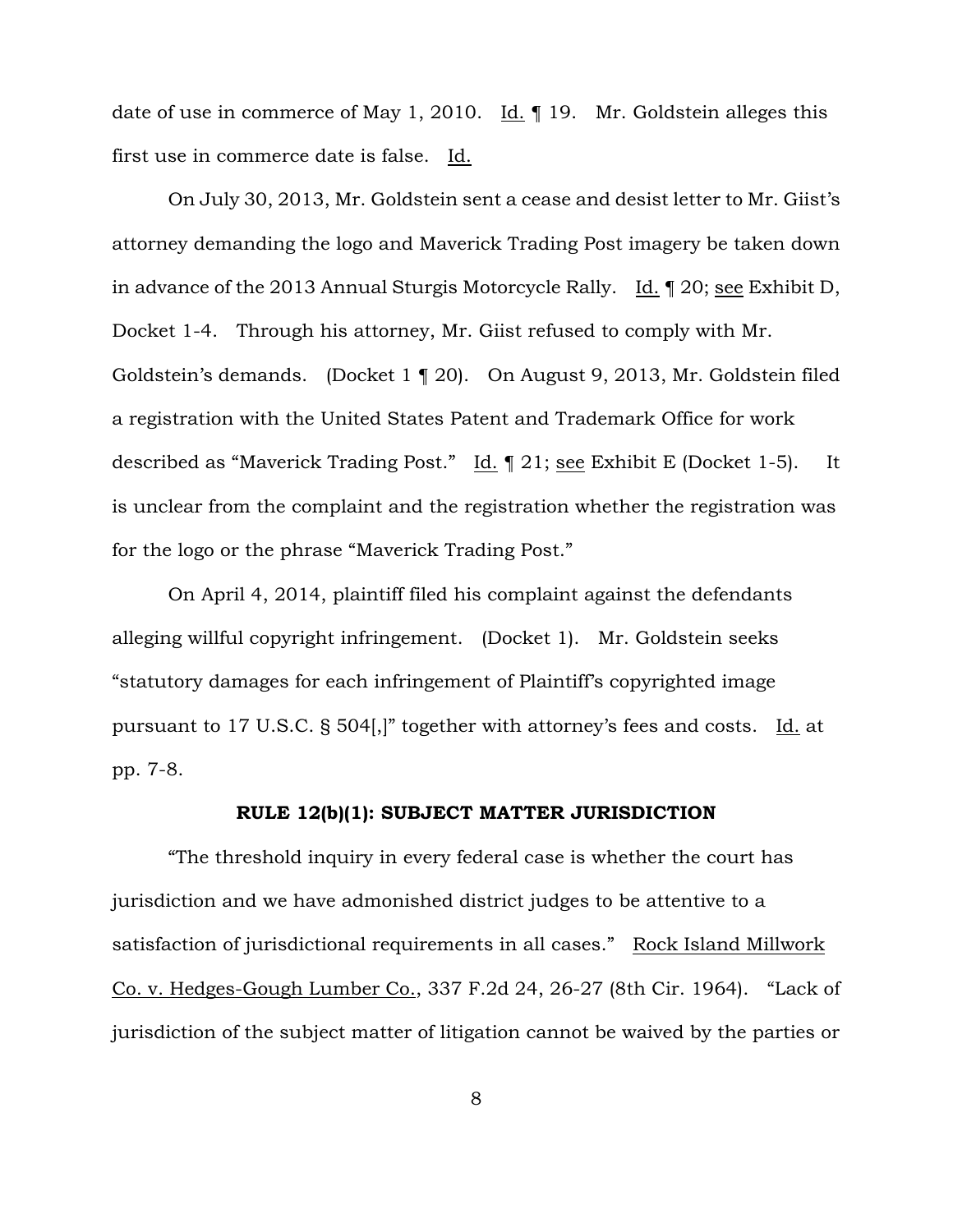date of use in commerce of May 1, 2010. Id. ¶ 19. Mr. Goldstein alleges this first use in commerce date is false. Id.

On July 30, 2013, Mr. Goldstein sent a cease and desist letter to Mr. Giist's attorney demanding the logo and Maverick Trading Post imagery be taken down in advance of the 2013 Annual Sturgis Motorcycle Rally. Id. ¶ 20; see Exhibit D, Docket 1-4. Through his attorney, Mr. Giist refused to comply with Mr. Goldstein's demands. (Docket 1 ¶ 20). On August 9, 2013, Mr. Goldstein filed a registration with the United States Patent and Trademark Office for work described as "Maverick Trading Post." Id. ¶ 21; see Exhibit E (Docket 1-5). It is unclear from the complaint and the registration whether the registration was for the logo or the phrase "Maverick Trading Post."

On April 4, 2014, plaintiff filed his complaint against the defendants alleging willful copyright infringement. (Docket 1). Mr. Goldstein seeks "statutory damages for each infringement of Plaintiff's copyrighted image pursuant to 17 U.S.C. § 504[,]" together with attorney's fees and costs. Id. at pp. 7-8.

### RULE 12(b)(1): SUBJECT MATTER JURISDICTION

"The threshold inquiry in every federal case is whether the court has jurisdiction and we have admonished district judges to be attentive to a satisfaction of jurisdictional requirements in all cases." Rock Island Millwork Co. v. Hedges-Gough Lumber Co., 337 F.2d 24, 26-27 (8th Cir. 1964). "Lack of jurisdiction of the subject matter of litigation cannot be waived by the parties or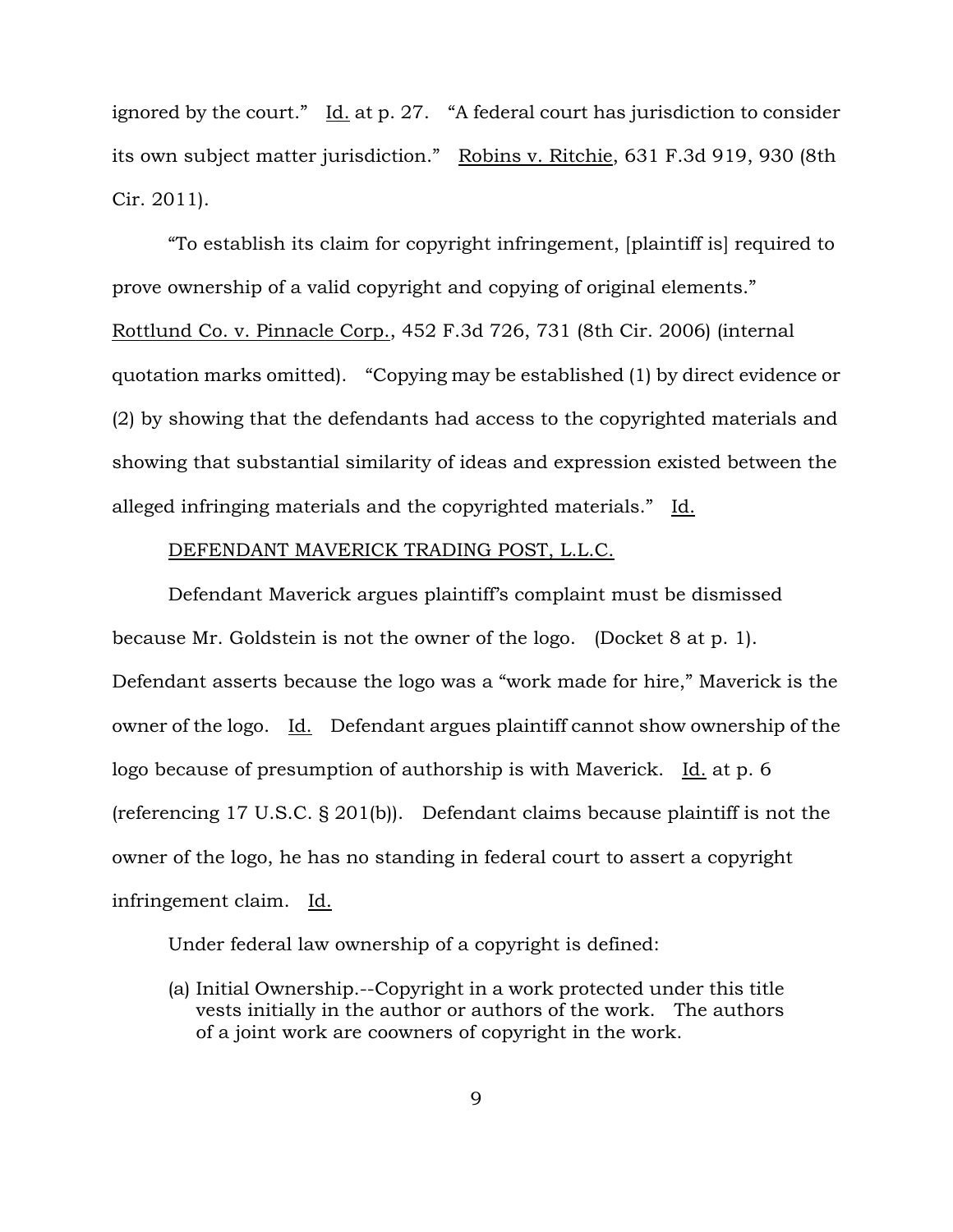ignored by the court." Id. at p. 27. "A federal court has jurisdiction to consider its own subject matter jurisdiction." Robins v. Ritchie, 631 F.3d 919, 930 (8th Cir. 2011).

"To establish its claim for copyright infringement, [plaintiff is] required to prove ownership of a valid copyright and copying of original elements." Rottlund Co. v. Pinnacle Corp., 452 F.3d 726, 731 (8th Cir. 2006) (internal quotation marks omitted). "Copying may be established (1) by direct evidence or (2) by showing that the defendants had access to the copyrighted materials and showing that substantial similarity of ideas and expression existed between the alleged infringing materials and the copyrighted materials." Id.

DEFENDANT MAVERICK TRADING POST, L.L.C.

Defendant Maverick argues plaintiff's complaint must be dismissed because Mr. Goldstein is not the owner of the logo. (Docket 8 at p. 1). Defendant asserts because the logo was a "work made for hire," Maverick is the owner of the logo. Id. Defendant argues plaintiff cannot show ownership of the logo because of presumption of authorship is with Maverick. Id. at p. 6 (referencing 17 U.S.C. § 201(b)). Defendant claims because plaintiff is not the owner of the logo, he has no standing in federal court to assert a copyright infringement claim. Id.

Under federal law ownership of a copyright is defined:

> (a) Initial Ownership.--Copyright in a work protected under this title vests initially in the author or authors of the work. The authors of a joint work are coowners of copyright in the work.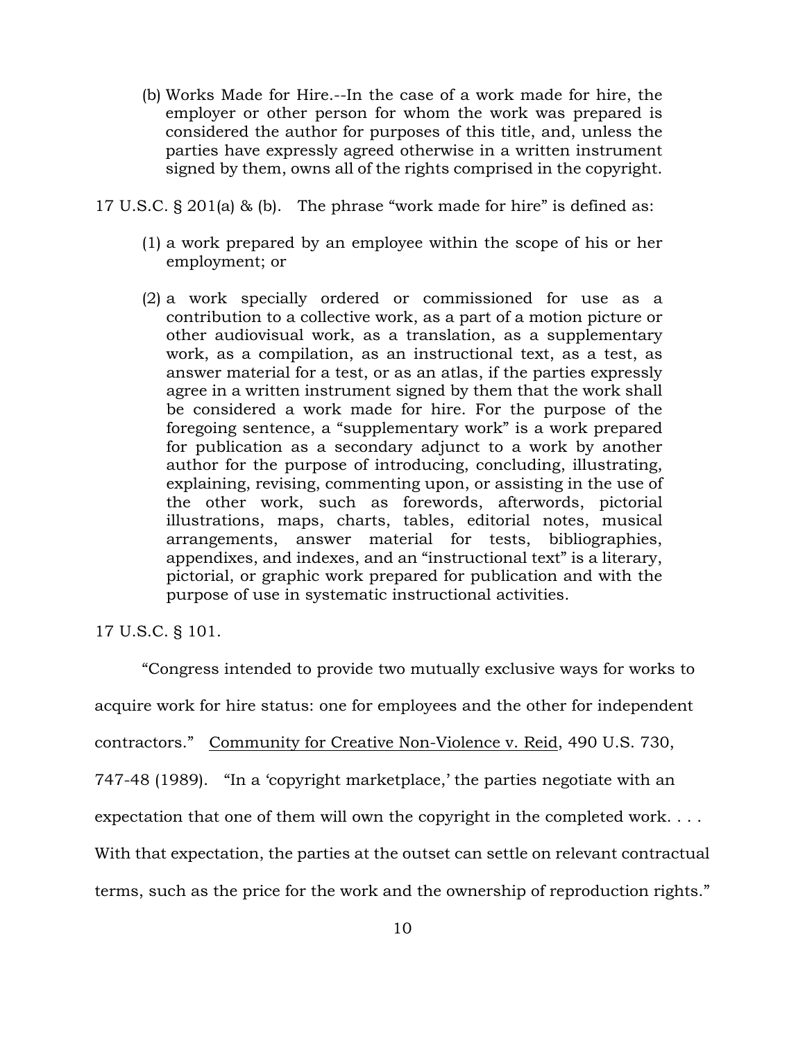(b) Works Made for Hire.--In the case of a work made for hire, the employer or other person for whom the work was prepared is considered the author for purposes of this title, and, unless the parties have expressly agreed otherwise in a written instrument signed by them, owns all of the rights comprised in the copyright.

17 U.S.C. § 201(a) & (b). The phrase "work made for hire" is defined as:

(1) a work prepared by an employee within the scope of his or her employment; or

(2) a work specially ordered or commissioned for use as a contribution to a collective work, as a part of a motion picture or other audiovisual work, as a translation, as a supplementary work, as a compilation, as an instructional text, as a test, as answer material for a test, or as an atlas, if the parties expressly agree in a written instrument signed by them that the work shall be considered a work made for hire. For the purpose of the foregoing sentence, a "supplementary work" is a work prepared for publication as a secondary adjunct to a work by another author for the purpose of introducing, concluding, illustrating, explaining, revising, commenting upon, or assisting in the use of the other work, such as forewords, afterwords, pictorial illustrations, maps, charts, tables, editorial notes, musical arrangements, answer material for tests, bibliographies, appendixes, and indexes, and an "instructional text" is a literary, pictorial, or graphic work prepared for publication and with the purpose of use in systematic instructional activities.

17 U.S.C. § 101.

"Congress intended to provide two mutually exclusive ways for works to acquire work for hire status: one for employees and the other for independent contractors." Community for Creative Non-Violence v. Reid, 490 U.S. 730, 747-48 (1989). "In a 'copyright marketplace,' the parties negotiate with an expectation that one of them will own the copyright in the completed work. . . . With that expectation, the parties at the outset can settle on relevant contractual terms, such as the price for the work and the ownership of reproduction rights."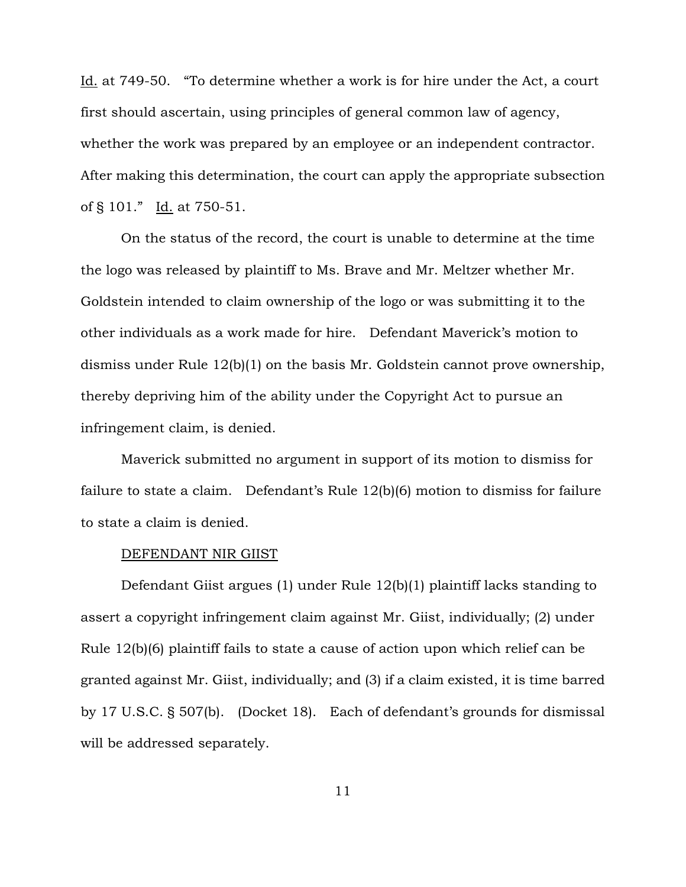Id. at 749-50. "To determine whether a work is for hire under the Act, a court first should ascertain, using principles of general common law of agency, whether the work was prepared by an employee or an independent contractor. After making this determination, the court can apply the appropriate subsection of § 101." Id. at 750-51.

On the status of the record, the court is unable to determine at the time the logo was released by plaintiff to Ms. Brave and Mr. Meltzer whether Mr. Goldstein intended to claim ownership of the logo or was submitting it to the other individuals as a work made for hire. Defendant Maverick's motion to dismiss under Rule 12(b)(1) on the basis Mr. Goldstein cannot prove ownership, thereby depriving him of the ability under the Copyright Act to pursue an infringement claim, is denied.

Maverick submitted no argument in support of its motion to dismiss for failure to state a claim. Defendant's Rule 12(b)(6) motion to dismiss for failure to state a claim is denied.

DEFENDANT NIR GIIST

Defendant Giist argues (1) under Rule 12(b)(1) plaintiff lacks standing to assert a copyright infringement claim against Mr. Giist, individually; (2) under Rule 12(b)(6) plaintiff fails to state a cause of action upon which relief can be granted against Mr. Giist, individually; and (3) if a claim existed, it is time barred by 17 U.S.C. § 507(b). (Docket 18). Each of defendant's grounds for dismissal will be addressed separately.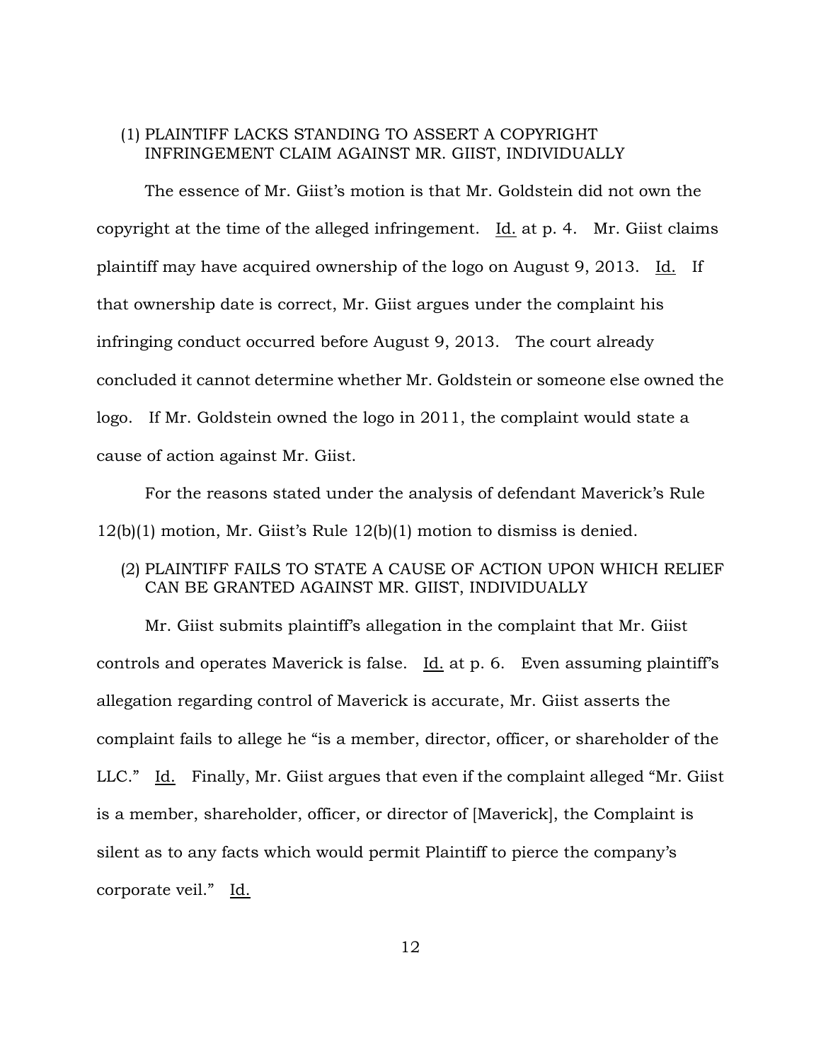(1) PLAINTIFF LACKS STANDING TO ASSERT A COPYRIGHT INFRINGEMENT CLAIM AGAINST MR. GIIST, INDIVIDUALLY

The essence of Mr. Giist's motion is that Mr. Goldstein did not own the copyright at the time of the alleged infringement. Id. at p. 4. Mr. Giist claims plaintiff may have acquired ownership of the logo on August 9, 2013. Id. If that ownership date is correct, Mr. Giist argues under the complaint his infringing conduct occurred before August 9, 2013. The court already concluded it cannot determine whether Mr. Goldstein or someone else owned the logo. If Mr. Goldstein owned the logo in 2011, the complaint would state a cause of action against Mr. Giist.

For the reasons stated under the analysis of defendant Maverick's Rule 12(b)(1) motion, Mr. Giist's Rule 12(b)(1) motion to dismiss is denied.

(2) PLAINTIFF FAILS TO STATE A CAUSE OF ACTION UPON WHICH RELIEF CAN BE GRANTED AGAINST MR. GIIST, INDIVIDUALLY

Mr. Giist submits plaintiff's allegation in the complaint that Mr. Giist controls and operates Maverick is false. Id. at p. 6. Even assuming plaintiff's allegation regarding control of Maverick is accurate, Mr. Giist asserts the complaint fails to allege he "is a member, director, officer, or shareholder of the LLC." Id. Finally, Mr. Giist argues that even if the complaint alleged "Mr. Giist is a member, shareholder, officer, or director of [Maverick], the Complaint is silent as to any facts which would permit Plaintiff to pierce the company's corporate veil." Id.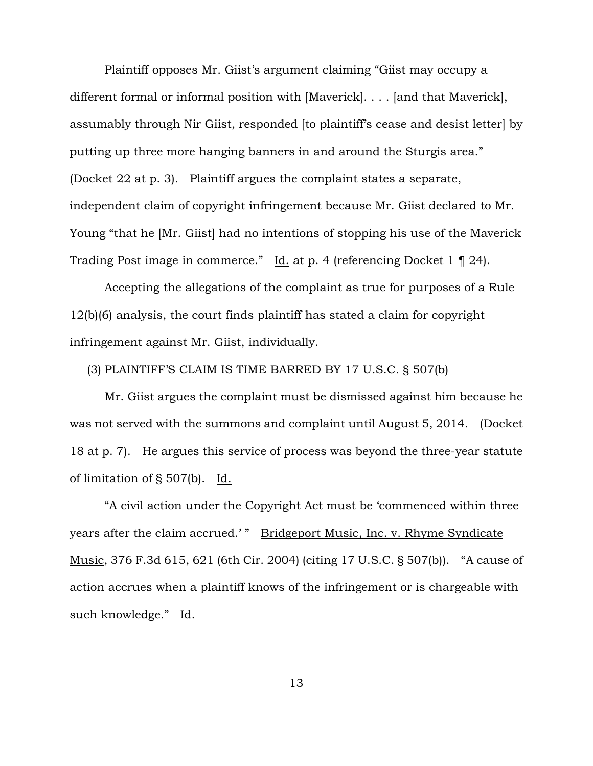Plaintiff opposes Mr. Giist's argument claiming "Giist may occupy a different formal or informal position with [Maverick]. . . . [and that Maverick], assumably through Nir Giist, responded [to plaintiff's cease and desist letter] by putting up three more hanging banners in and around the Sturgis area." (Docket 22 at p. 3). Plaintiff argues the complaint states a separate, independent claim of copyright infringement because Mr. Giist declared to Mr. Young "that he [Mr. Giist] had no intentions of stopping his use of the Maverick Trading Post image in commerce." Id. at p. 4 (referencing Docket 1 ¶ 24).

Accepting the allegations of the complaint as true for purposes of a Rule 12(b)(6) analysis, the court finds plaintiff has stated a claim for copyright infringement against Mr. Giist, individually.

(3) PLAINTIFF'S CLAIM IS TIME BARRED BY 17 U.S.C. § 507(b)

Mr. Giist argues the complaint must be dismissed against him because he was not served with the summons and complaint until August 5, 2014. (Docket 18 at p. 7). He argues this service of process was beyond the three-year statute of limitation of § 507(b). Id.

"A civil action under the Copyright Act must be 'commenced within three years after the claim accrued.' " Bridgeport Music, Inc. v. Rhyme Syndicate Music, 376 F.3d 615, 621 (6th Cir. 2004) (citing 17 U.S.C. § 507(b)). "A cause of action accrues when a plaintiff knows of the infringement or is chargeable with such knowledge." Id.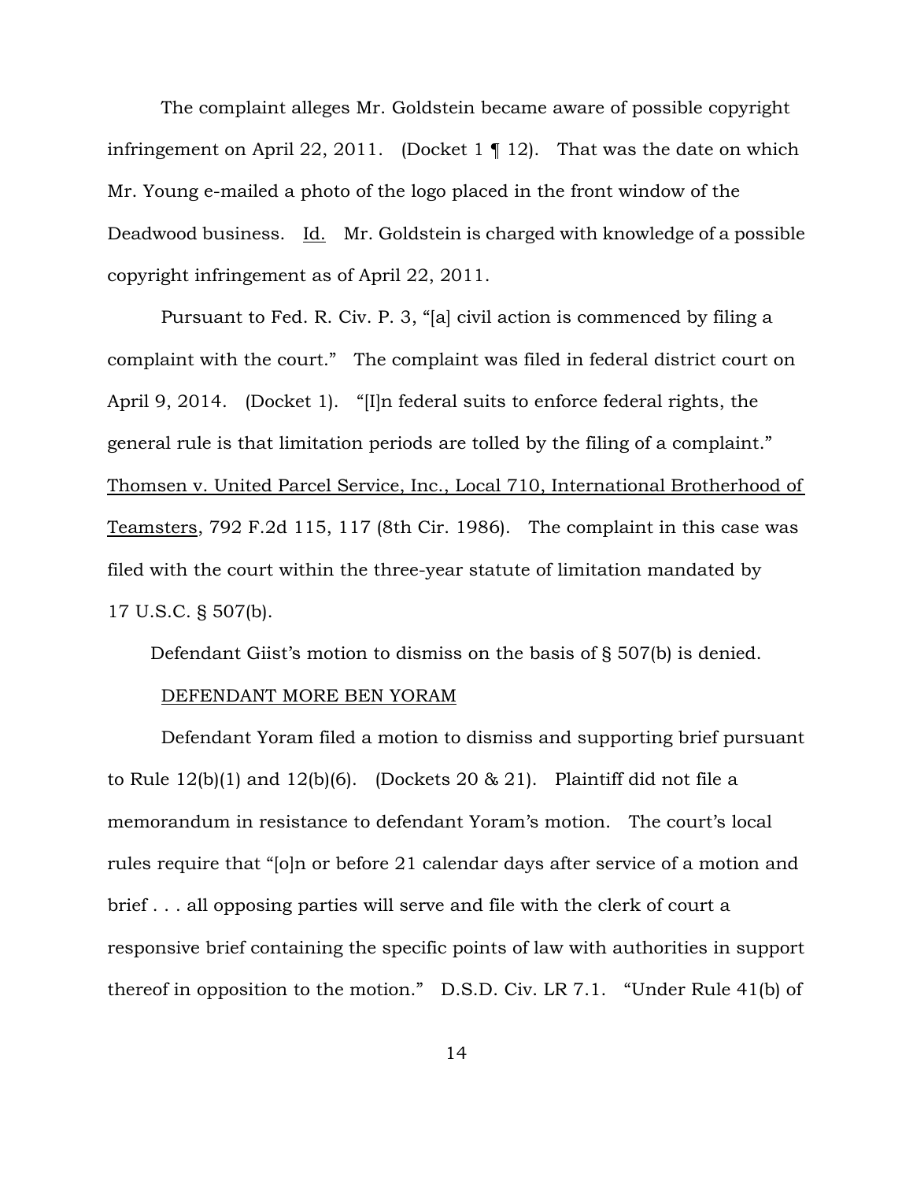The complaint alleges Mr. Goldstein became aware of possible copyright infringement on April 22, 2011. (Docket 1 ¶ 12). That was the date on which Mr. Young e-mailed a photo of the logo placed in the front window of the Deadwood business. Id. Mr. Goldstein is charged with knowledge of a possible copyright infringement as of April 22, 2011.

Pursuant to Fed. R. Civ. P. 3, "[a] civil action is commenced by filing a complaint with the court." The complaint was filed in federal district court on April 9, 2014. (Docket 1). "[I]n federal suits to enforce federal rights, the general rule is that limitation periods are tolled by the filing of a complaint." Thomsen v. United Parcel Service, Inc., Local 710, International Brotherhood of Teamsters, 792 F.2d 115, 117 (8th Cir. 1986). The complaint in this case was filed with the court within the three-year statute of limitation mandated by 17 U.S.C. § 507(b).

Defendant Giist's motion to dismiss on the basis of § 507(b) is denied.

DEFENDANT MORE BEN YORAM

Defendant Yoram filed a motion to dismiss and supporting brief pursuant to Rule 12(b)(1) and 12(b)(6). (Dockets 20 & 21). Plaintiff did not file a memorandum in resistance to defendant Yoram's motion. The court's local rules require that "[o]n or before 21 calendar days after service of a motion and brief . . . all opposing parties will serve and file with the clerk of court a responsive brief containing the specific points of law with authorities in support thereof in opposition to the motion." D.S.D. Civ. LR 7.1. "Under Rule 41(b) of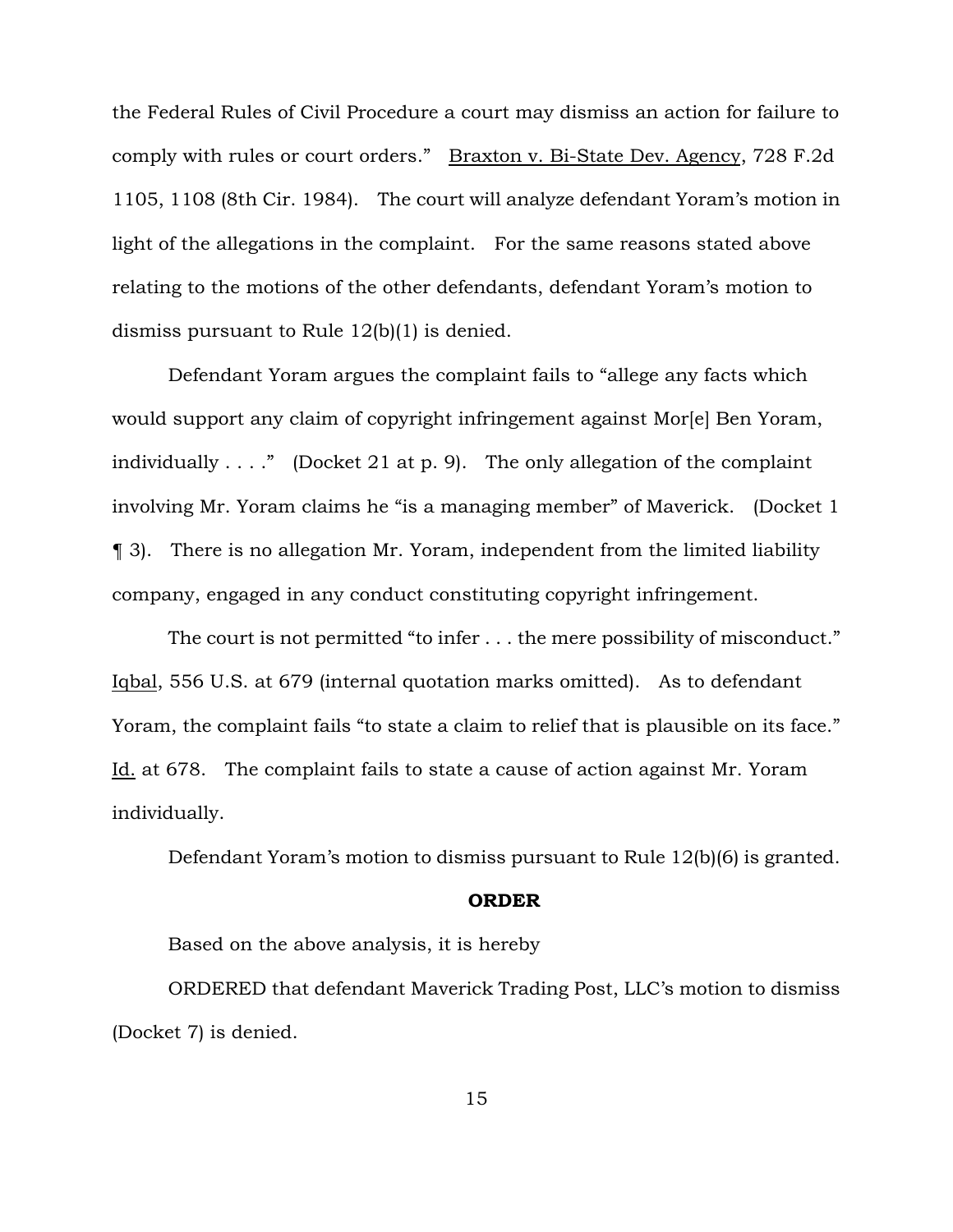the Federal Rules of Civil Procedure a court may dismiss an action for failure to comply with rules or court orders." Braxton v. Bi-State Dev. Agency, 728 F.2d 1105, 1108 (8th Cir. 1984). The court will analyze defendant Yoram's motion in light of the allegations in the complaint. For the same reasons stated above relating to the motions of the other defendants, defendant Yoram's motion to dismiss pursuant to Rule 12(b)(1) is denied.

Defendant Yoram argues the complaint fails to "allege any facts which would support any claim of copyright infringement against Mor[e] Ben Yoram, individually . . . ." (Docket 21 at p. 9). The only allegation of the complaint involving Mr. Yoram claims he "is a managing member" of Maverick. (Docket 1 ¶ 3). There is no allegation Mr. Yoram, independent from the limited liability company, engaged in any conduct constituting copyright infringement.

The court is not permitted "to infer . . . the mere possibility of misconduct." Iqbal, 556 U.S. at 679 (internal quotation marks omitted). As to defendant Yoram, the complaint fails "to state a claim to relief that is plausible on its face." Id. at 678. The complaint fails to state a cause of action against Mr. Yoram individually.

Defendant Yoram's motion to dismiss pursuant to Rule 12(b)(6) is granted.

**ORDER**

Based on the above analysis, it is hereby

ORDERED that defendant Maverick Trading Post, LLC's motion to dismiss (Docket 7) is denied.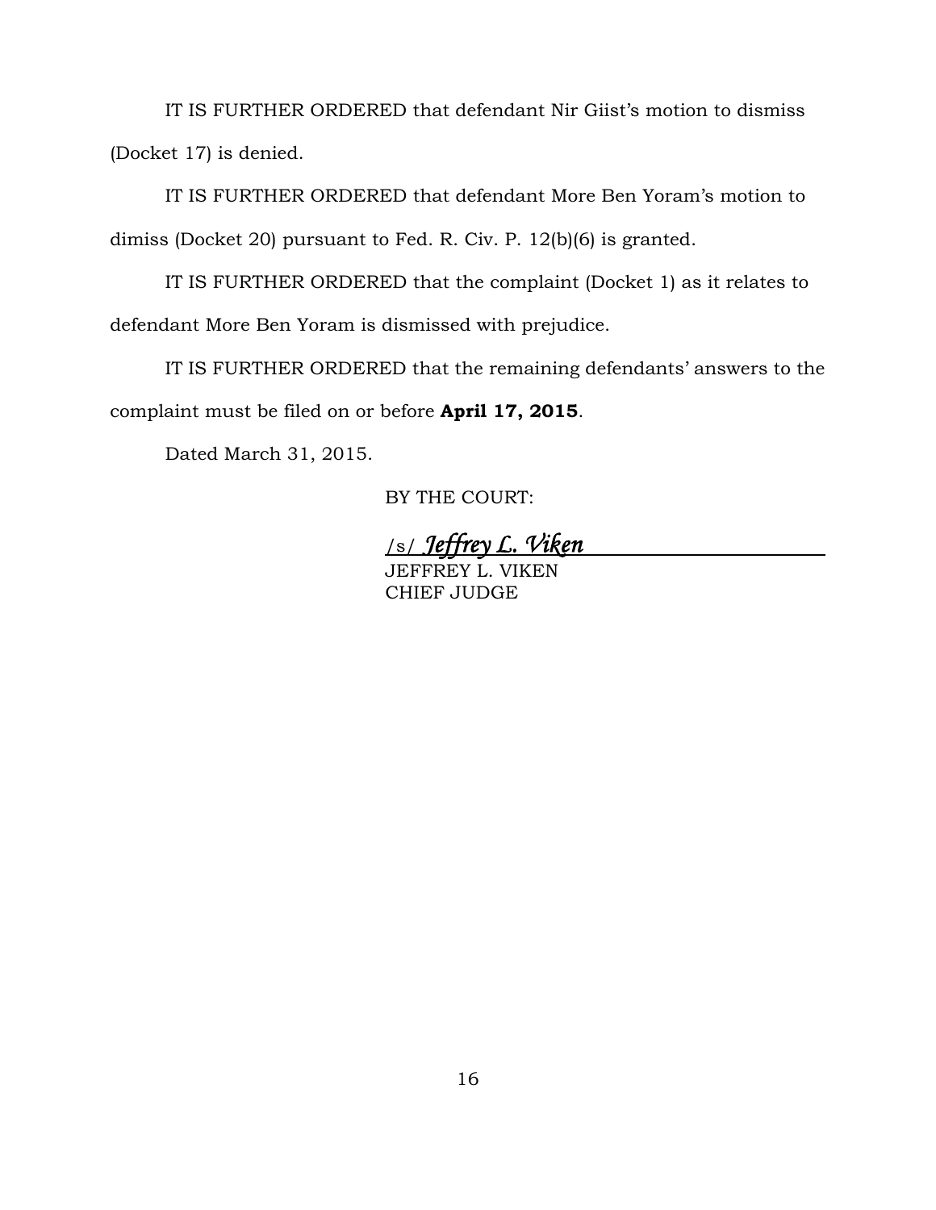IT IS FURTHER ORDERED that defendant Nir Giist's motion to dismiss (Docket 17) is denied.

IT IS FURTHER ORDERED that defendant More Ben Yoram's motion to dimiss (Docket 20) pursuant to Fed. R. Civ. P. 12(b)(6) is granted.

IT IS FURTHER ORDERED that the complaint (Docket 1) as it relates to defendant More Ben Yoram is dismissed with prejudice.

IT IS FURTHER ORDERED that the remaining defendants' answers to the complaint must be filed on or before **April 17, 2015**.

Dated March 31, 2015.

BY THE COURT:

/s/ *Jeffrey L. Viken*
JEFFREY L. VIKEN
CHIEF JUDGE